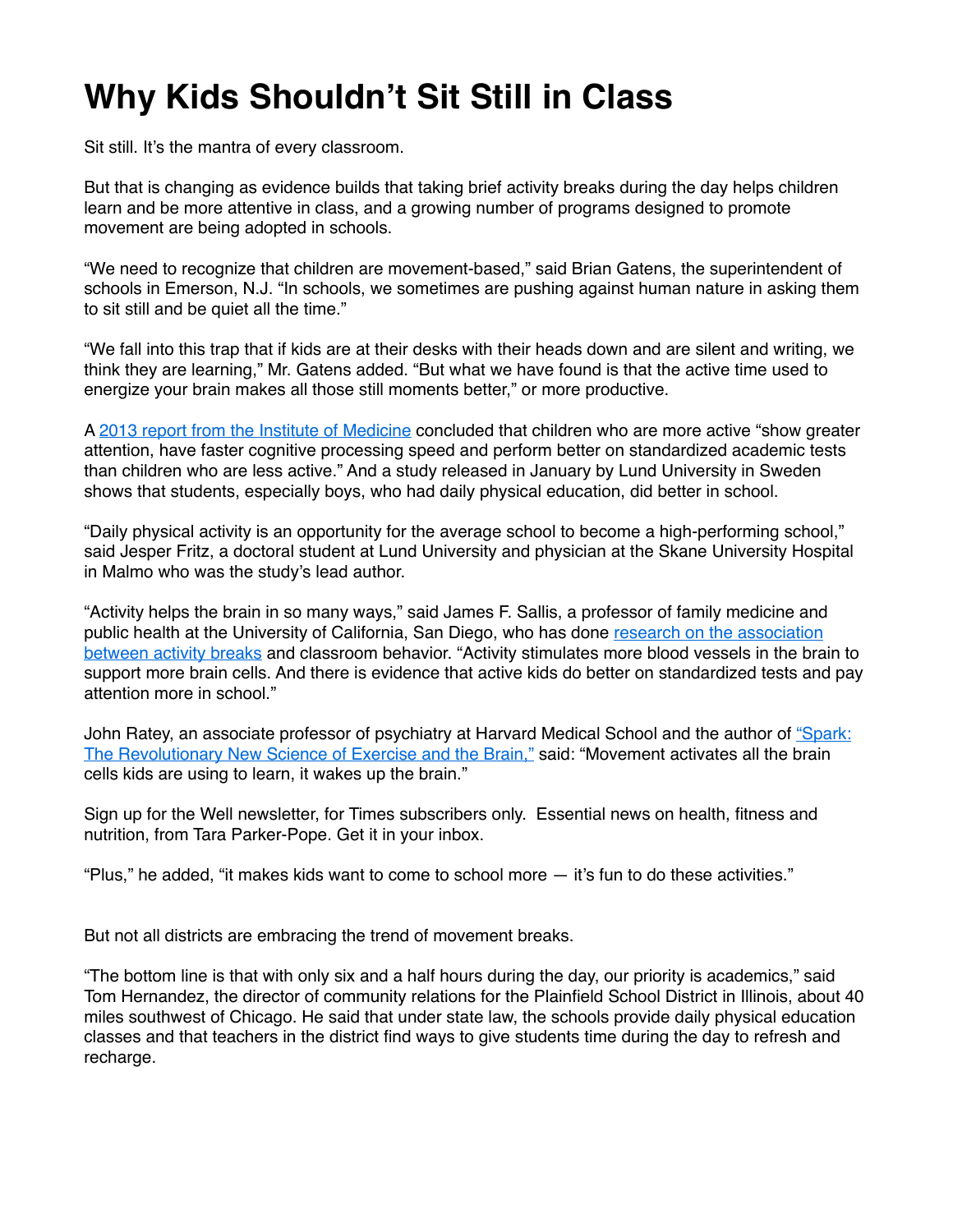# Why Kids Shouldn't Sit Still in Class

Sit still. It's the mantra of every classroom.

But that is changing as evidence builds that taking brief activity breaks during the day helps children learn and be more attentive in class, and a growing number of programs designed to promote movement are being adopted in schools.

"We need to recognize that children are movement-based," said Brian Gatens, the superintendent of schools in Emerson, N.J. "In schools, we sometimes are pushing against human nature in asking them to sit still and be quiet all the time."

"We fall into this trap that if kids are at their desks with their heads down and are silent and writing, we think they are learning," Mr. Gatens added. "But what we have found is that the active time used to energize your brain makes all those still moments better," or more productive.

A 2013 report from the Institute of Medicine concluded that children who are more active "show greater attention, have faster cognitive processing speed and perform better on standardized academic tests than children who are less active." And a study released in January by Lund University in Sweden shows that students, especially boys, who had daily physical education, did better in school.

"Daily physical activity is an opportunity for the average school to become a high-performing school," said Jesper Fritz, a doctoral student at Lund University and physician at the Skane University Hospital in Malmo who was the study's lead author.

"Activity helps the brain in so many ways," said James F. Sallis, a professor of family medicine and public health at the University of California, San Diego, who has done research on the association between activity breaks and classroom behavior. "Activity stimulates more blood vessels in the brain to support more brain cells. And there is evidence that active kids do better on standardized tests and pay attention more in school."

John Ratey, an associate professor of psychiatry at Harvard Medical School and the author of "Spark: The Revolutionary New Science of Exercise and the Brain," said: "Movement activates all the brain cells kids are using to learn, it wakes up the brain."

Sign up for the Well newsletter, for Times subscribers only. Essential news on health, fitness and nutrition, from Tara Parker-Pope. Get it in your inbox.

"Plus," he added, "it makes kids want to come to school more — it's fun to do these activities."

But not all districts are embracing the trend of movement breaks.

"The bottom line is that with only six and a half hours during the day, our priority is academics," said Tom Hernandez, the director of community relations for the Plainfield School District in Illinois, about 40 miles southwest of Chicago. He said that under state law, the schools provide daily physical education classes and that teachers in the district find ways to give students time during the day to refresh and recharge.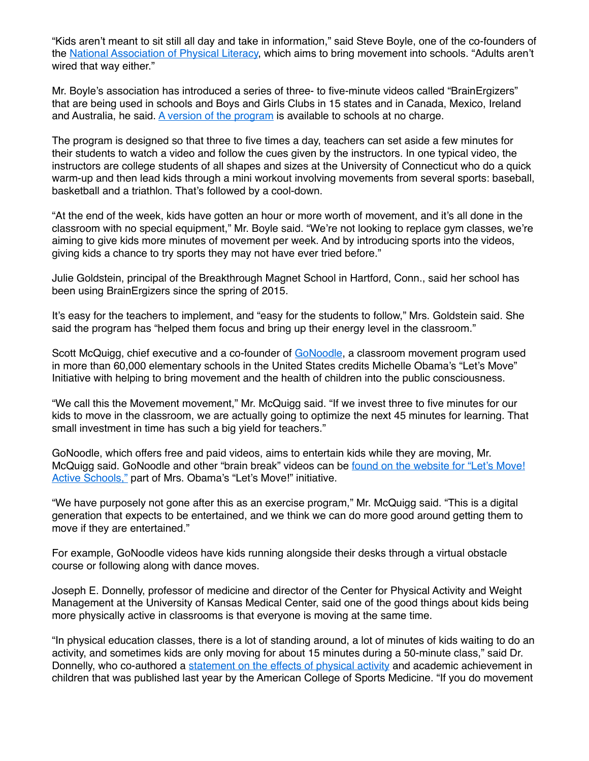“Kids aren’t meant to sit still all day and take in information,” said Steve Boyle, one of the co-founders of the National Association of Physical Literacy, which aims to bring movement into schools. “Adults aren’t wired that way either.”

Mr. Boyle’s association has introduced a series of three- to five-minute videos called “BrainErgizers” that are being used in schools and Boys and Girls Clubs in 15 states and in Canada, Mexico, Ireland and Australia, he said. A version of the program is available to schools at no charge.

The program is designed so that three to five times a day, teachers can set aside a few minutes for their students to watch a video and follow the cues given by the instructors. In one typical video, the instructors are college students of all shapes and sizes at the University of Connecticut who do a quick warm-up and then lead kids through a mini workout involving movements from several sports: baseball, basketball and a triathlon. That’s followed by a cool-down.

“At the end of the week, kids have gotten an hour or more worth of movement, and it’s all done in the classroom with no special equipment,” Mr. Boyle said. “We’re not looking to replace gym classes, we’re aiming to give kids more minutes of movement per week. And by introducing sports into the videos, giving kids a chance to try sports they may not have ever tried before.”

Julie Goldstein, principal of the Breakthrough Magnet School in Hartford, Conn., said her school has been using BrainErgizers since the spring of 2015.

It’s easy for the teachers to implement, and “easy for the students to follow,” Mrs. Goldstein said. She said the program has “helped them focus and bring up their energy level in the classroom.”

Scott McQuigg, chief executive and a co-founder of GoNoodle, a classroom movement program used in more than 60,000 elementary schools in the United States credits Michelle Obama’s “Let’s Move” Initiative with helping to bring movement and the health of children into the public consciousness.

“We call this the Movement movement,” Mr. McQuigg said. “If we invest three to five minutes for our kids to move in the classroom, we are actually going to optimize the next 45 minutes for learning. That small investment in time has such a big yield for teachers.”

GoNoodle, which offers free and paid videos, aims to entertain kids while they are moving, Mr. McQuigg said. GoNoodle and other “brain break” videos can be found on the website for “Let’s Move! Active Schools,” part of Mrs. Obama’s “Let’s Move!” initiative.

“We have purposely not gone after this as an exercise program,” Mr. McQuigg said. “This is a digital generation that expects to be entertained, and we think we can do more good around getting them to move if they are entertained.”

For example, GoNoodle videos have kids running alongside their desks through a virtual obstacle course or following along with dance moves.

Joseph E. Donnelly, professor of medicine and director of the Center for Physical Activity and Weight Management at the University of Kansas Medical Center, said one of the good things about kids being more physically active in classrooms is that everyone is moving at the same time.

“In physical education classes, there is a lot of standing around, a lot of minutes of kids waiting to do an activity, and sometimes kids are only moving for about 15 minutes during a 50-minute class,” said Dr. Donnelly, who co-authored a statement on the effects of physical activity and academic achievement in children that was published last year by the American College of Sports Medicine. “If you do movement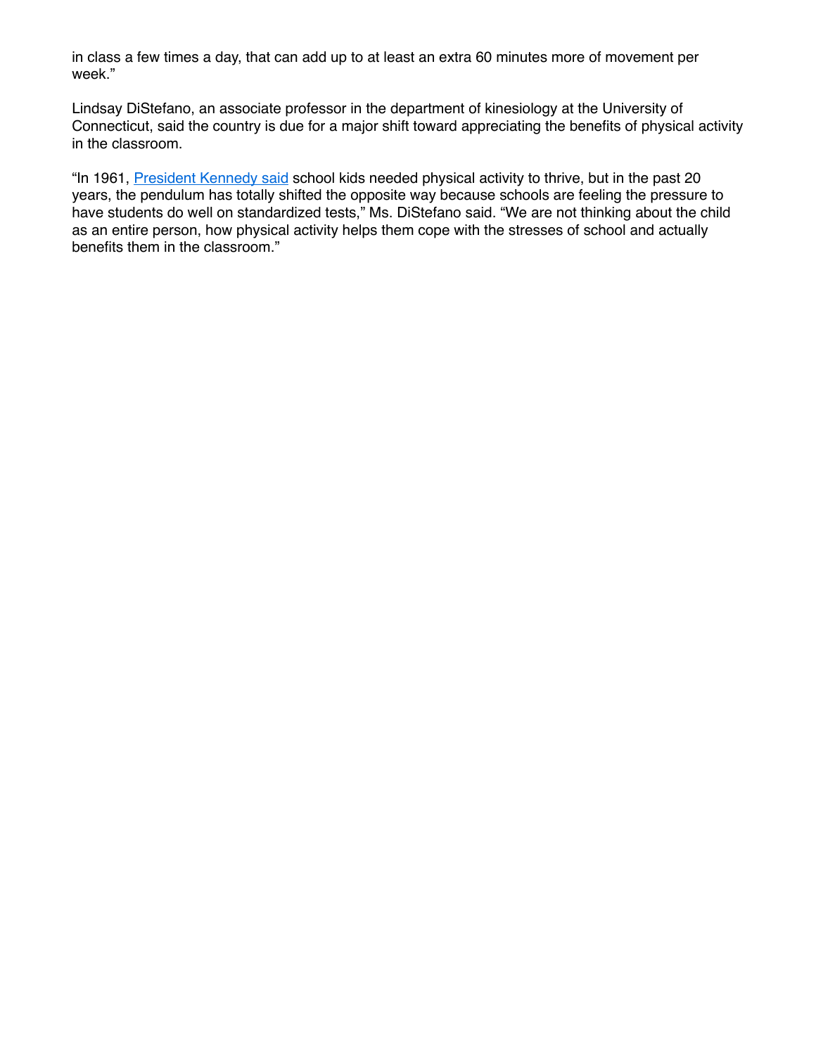in class a few times a day, that can add up to at least an extra 60 minutes more of movement per week."

Lindsay DiStefano, an associate professor in the department of kinesiology at the University of Connecticut, said the country is due for a major shift toward appreciating the benefits of physical activity in the classroom.

"In 1961, President Kennedy said school kids needed physical activity to thrive, but in the past 20 years, the pendulum has totally shifted the opposite way because schools are feeling the pressure to have students do well on standardized tests," Ms. DiStefano said. "We are not thinking about the child as an entire person, how physical activity helps them cope with the stresses of school and actually benefits them in the classroom."